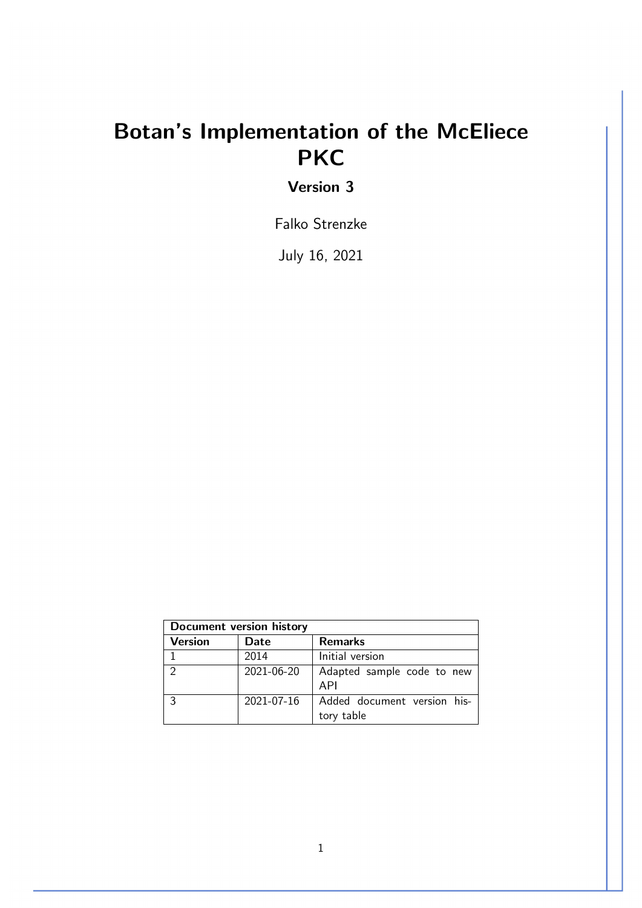# Botan's Implementation of the McEliece PKC

**Version 3**

Falko Strenzke

July 16, 2021

| Document version history | | |
|---|---|---|
| **Version** | **Date** | **Remarks** |
| 1 | 2014 | Initial version |
| 2 | 2021-06-20 | Adapted sample code to new API |
| 3 | 2021-07-16 | Added document version history table |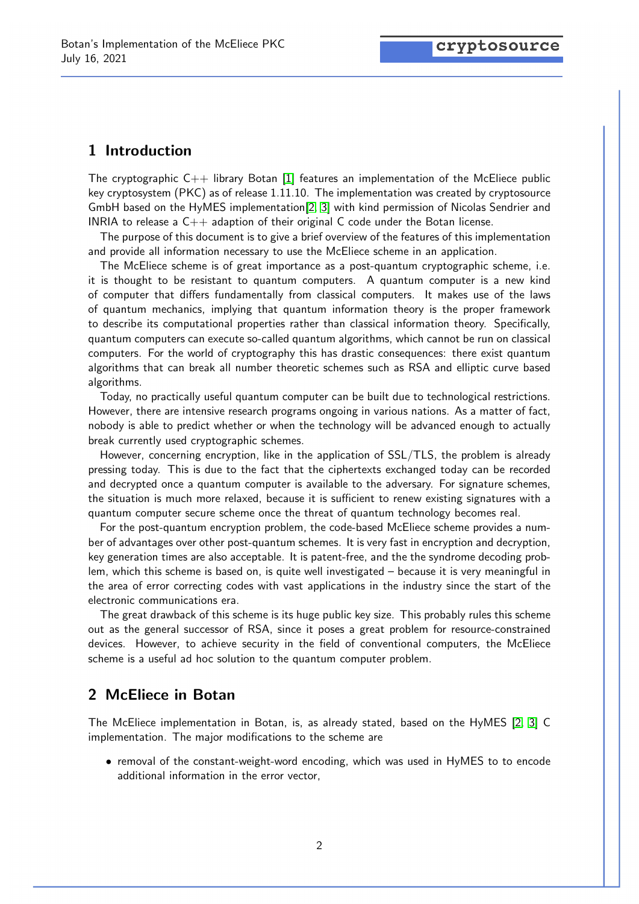## 1 Introduction

The cryptographic C++ library Botan [1] features an implementation of the McEliece public key cryptosystem (PKC) as of release 1.11.10. The implementation was created by cryptosource GmbH based on the HyMES implementation[2, 3] with kind permission of Nicolas Sendrier and INRIA to release a C++ adaption of their original C code under the Botan license.

The purpose of this document is to give a brief overview of the features of this implementation and provide all information necessary to use the McEliece scheme in an application.

The McEliece scheme is of great importance as a post-quantum cryptographic scheme, i.e. it is thought to be resistant to quantum computers. A quantum computer is a new kind of computer that differs fundamentally from classical computers. It makes use of the laws of quantum mechanics, implying that quantum information theory is the proper framework to describe its computational properties rather than classical information theory. Specifically, quantum computers can execute so-called quantum algorithms, which cannot be run on classical computers. For the world of cryptography this has drastic consequences: there exist quantum algorithms that can break all number theoretic schemes such as RSA and elliptic curve based algorithms.

Today, no practically useful quantum computer can be built due to technological restrictions. However, there are intensive research programs ongoing in various nations. As a matter of fact, nobody is able to predict whether or when the technology will be advanced enough to actually break currently used cryptographic schemes.

However, concerning encryption, like in the application of SSL/TLS, the problem is already pressing today. This is due to the fact that the ciphertexts exchanged today can be recorded and decrypted once a quantum computer is available to the adversary. For signature schemes, the situation is much more relaxed, because it is sufficient to renew existing signatures with a quantum computer secure scheme once the threat of quantum technology becomes real.

For the post-quantum encryption problem, the code-based McEliece scheme provides a number of advantages over other post-quantum schemes. It is very fast in encryption and decryption, key generation times are also acceptable. It is patent-free, and the the syndrome decoding problem, which this scheme is based on, is quite well investigated – because it is very meaningful in the area of error correcting codes with vast applications in the industry since the start of the electronic communications era.

The great drawback of this scheme is its huge public key size. This probably rules this scheme out as the general successor of RSA, since it poses a great problem for resource-constrained devices. However, to achieve security in the field of conventional computers, the McEliece scheme is a useful ad hoc solution to the quantum computer problem.

## 2 McEliece in Botan

The McEliece implementation in Botan, is, as already stated, based on the HyMES [2, 3] C implementation. The major modifications to the scheme are

- removal of the constant-weight-word encoding, which was used in HyMES to to encode additional information in the error vector,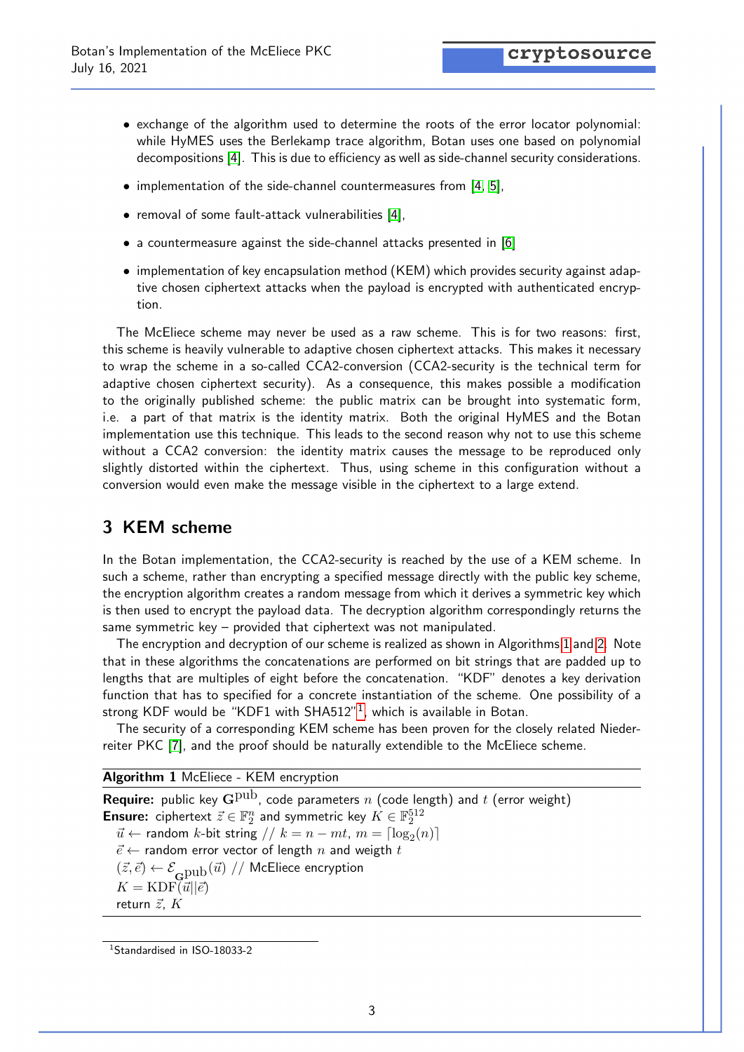- exchange of the algorithm used to determine the roots of the error locator polynomial: while HyMES uses the Berlekamp trace algorithm, Botan uses one based on polynomial decompositions [4]. This is due to efficiency as well as side-channel security considerations.
- implementation of the side-channel countermeasures from [4, 5],
- removal of some fault-attack vulnerabilities [4],
- a countermeasure against the side-channel attacks presented in [6]
- implementation of key encapsulation method (KEM) which provides security against adaptive chosen ciphertext attacks when the payload is encrypted with authenticated encryption.

The McEliece scheme may never be used as a raw scheme. This is for two reasons: first, this scheme is heavily vulnerable to adaptive chosen ciphertext attacks. This makes it necessary to wrap the scheme in a so-called CCA2-conversion (CCA2-security is the technical term for adaptive chosen ciphertext security). As a consequence, this makes possible a modification to the originally published scheme: the public matrix can be brought into systematic form, i.e. a part of that matrix is the identity matrix. Both the original HyMES and the Botan implementation use this technique. This leads to the second reason why not to use this scheme without a CCA2 conversion: the identity matrix causes the message to be reproduced only slightly distorted within the ciphertext. Thus, using scheme in this configuration without a conversion would even make the message visible in the ciphertext to a large extend.

## 3 KEM scheme

In the Botan implementation, the CCA2-security is reached by the use of a KEM scheme. In such a scheme, rather than encrypting a specified message directly with the public key scheme, the encryption algorithm creates a random message from which it derives a symmetric key which is then used to encrypt the payload data. The decryption algorithm correspondingly returns the same symmetric key – provided that ciphertext was not manipulated.

The encryption and decryption of our scheme is realized as shown in Algorithms 1 and 2. Note that in these algorithms the concatenations are performed on bit strings that are padded up to lengths that are multiples of eight before the concatenation. "KDF" denotes a key derivation function that has to specified for a concrete instantiation of the scheme. One possibility of a strong KDF would be "KDF1 with SHA512"[1], which is available in Botan.

The security of a corresponding KEM scheme has been proven for the closely related Niederreiter PKC [7], and the proof should be naturally extendible to the McEliece scheme.

**Algorithm 1** McEliece - KEM encryption

**Require:** public key $\mathbf{G}^{\mathrm{pub}}$, code parameters $n$ (code length) and $t$ (error weight)
**Ensure:** ciphertext $\vec{z} \in \mathbb{F}_2^n$ and symmetric key $K \in \mathbb{F}_2^{512}$

$\vec{u} \leftarrow$ random $k$-bit string // $k = n - mt$, $m = \lceil \log_2(n) \rceil$
$\vec{e} \leftarrow$ random error vector of length $n$ and weigth $t$
$(\vec{z}, \vec{e}) \leftarrow \mathcal{E}_{\mathbf{G}^{\mathrm{pub}}}(\vec{u})$ // McEliece encryption
$K = \mathrm{KDF}(\vec{u} || \vec{e})$
return $\vec{z}$, $K$

[1] Standardised in ISO-18033-2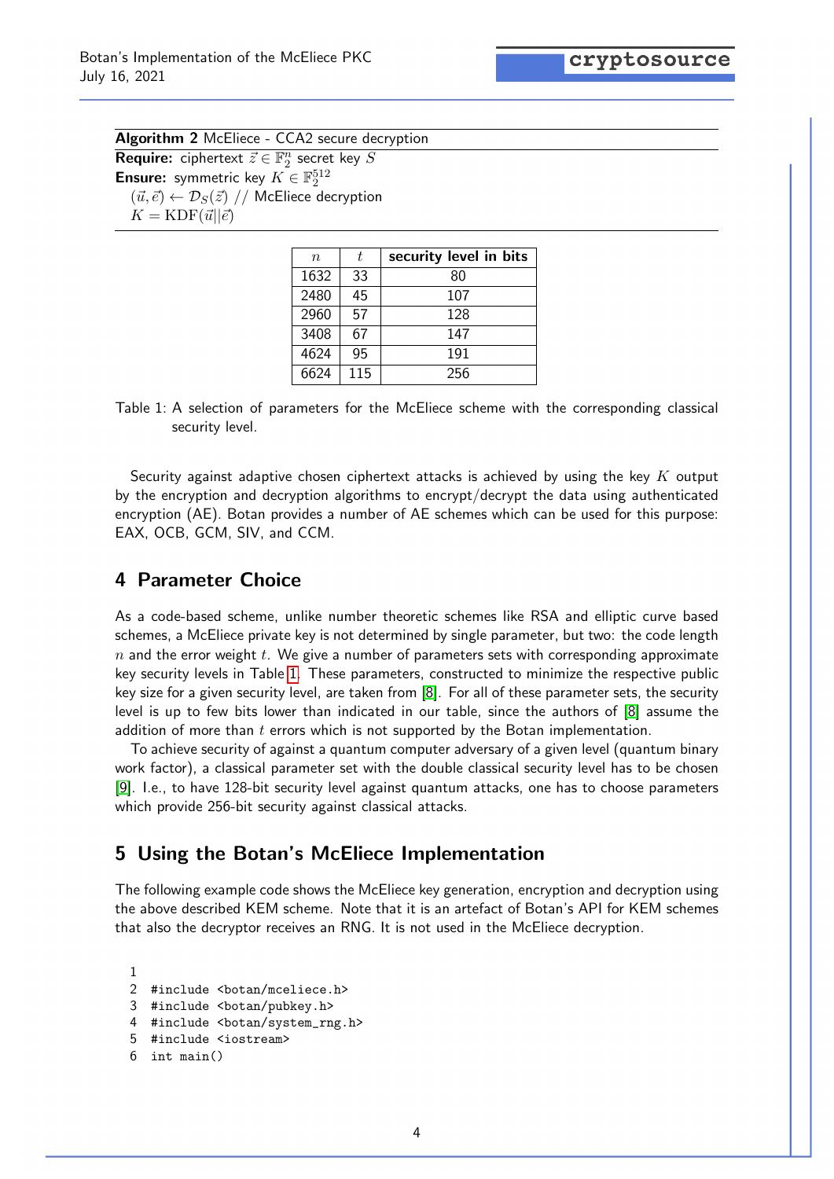**Algorithm 2** McEliece - CCA2 secure decryption

**Require:** ciphertext $\vec{z} \in \mathbb{F}_2^n$ secret key $S$

**Ensure:** symmetric key $K \in \mathbb{F}_2^{512}$

$(\vec{u}, \vec{e}) \leftarrow \mathcal{D}_S(\vec{z})$ // McEliece decryption

$K = \mathrm{KDF}(\vec{u}||\vec{e})$

| $n$ | $t$ | **security level in bits** |
|---|---|---|
| 1632 | 33 | 80 |
| 2480 | 45 | 107 |
| 2960 | 57 | 128 |
| 3408 | 67 | 147 |
| 4624 | 95 | 191 |
| 6624 | 115 | 256 |

Table 1: A selection of parameters for the McEliece scheme with the corresponding classical security level.

Security against adaptive chosen ciphertext attacks is achieved by using the key $K$ output by the encryption and decryption algorithms to encrypt/decrypt the data using authenticated encryption (AE). Botan provides a number of AE schemes which can be used for this purpose: EAX, OCB, GCM, SIV, and CCM.

## 4 Parameter Choice

As a code-based scheme, unlike number theoretic schemes like RSA and elliptic curve based schemes, a McEliece private key is not determined by single parameter, but two: the code length $n$ and the error weight $t$. We give a number of parameters sets with corresponding approximate key security levels in Table 1. These parameters, constructed to minimize the respective public key size for a given security level, are taken from [8]. For all of these parameter sets, the security level is up to few bits lower than indicated in our table, since the authors of [8] assume the addition of more than $t$ errors which is not supported by the Botan implementation.

To achieve security of against a quantum computer adversary of a given level (quantum binary work factor), a classical parameter set with the double classical security level has to be chosen [9]. I.e., to have 128-bit security level against quantum attacks, one has to choose parameters which provide 256-bit security against classical attacks.

## 5 Using the Botan's McEliece Implementation

The following example code shows the McEliece key generation, encryption and decryption using the above described KEM scheme. Note that it is an artefact of Botan's API for KEM schemes that also the decryptor receives an RNG. It is not used in the McEliece decryption.

```
1
2  #include <botan/mceliece.h>
3  #include <botan/pubkey.h>
4  #include <botan/system_rng.h>
5  #include <iostream>
6  int main()
```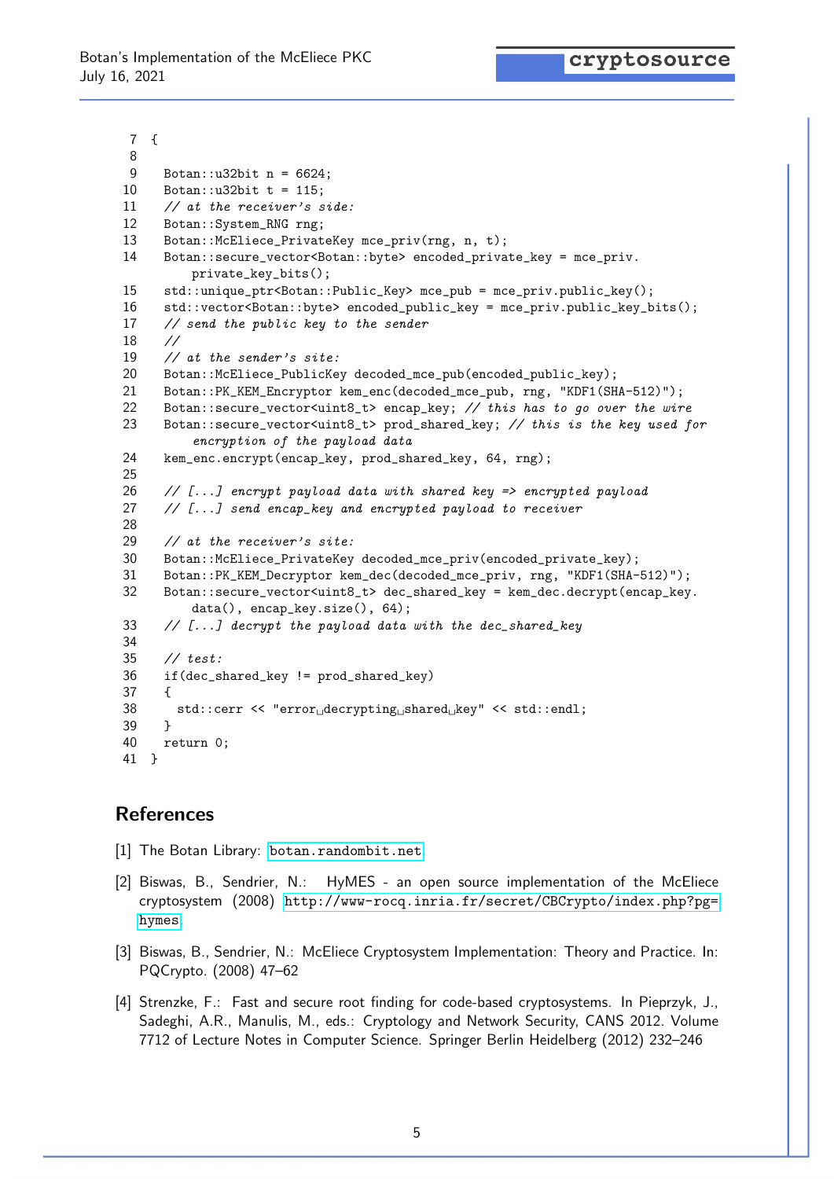```
7  {
8
9    Botan::u32bit n = 6624;
10   Botan::u32bit t = 115;
11   // at the receiver's side:
12   Botan::System_RNG rng;
13   Botan::McEliece_PrivateKey mce_priv(rng, n, t);
14   Botan::secure_vector<Botan::byte> encoded_private_key = mce_priv.
         private_key_bits();
15   std::unique_ptr<Botan::Public_Key> mce_pub = mce_priv.public_key();
16   std::vector<Botan::byte> encoded_public_key = mce_priv.public_key_bits();
17   // send the public key to the sender
18   //
19   // at the sender's site:
20   Botan::McEliece_PublicKey decoded_mce_pub(encoded_public_key);
21   Botan::PK_KEM_Encryptor kem_enc(decoded_mce_pub, rng, "KDF1(SHA-512)");
22   Botan::secure_vector<uint8_t> encap_key; // this has to go over the wire
23   Botan::secure_vector<uint8_t> prod_shared_key; // this is the key used for
         encryption of the payload data
24   kem_enc.encrypt(encap_key, prod_shared_key, 64, rng);
25
26   // [...] encrypt payload data with shared key => encrypted payload
27   // [...] send encap_key and encrypted payload to receiver
28
29   // at the receiver's site:
30   Botan::McEliece_PrivateKey decoded_mce_priv(encoded_private_key);
31   Botan::PK_KEM_Decryptor kem_dec(decoded_mce_priv, rng, "KDF1(SHA-512)");
32   Botan::secure_vector<uint8_t> dec_shared_key = kem_dec.decrypt(encap_key.
         data(), encap_key.size(), 64);
33   // [...] decrypt the payload data with the dec_shared_key
34
35   // test:
36   if(dec_shared_key != prod_shared_key)
37   {
38     std::cerr << "error decrypting shared key" << std::endl;
39   }
40   return 0;
41 }
```

## References

[1] The Botan Library: botan.randombit.net

[2] Biswas, B., Sendrier, N.: HyMES - an open source implementation of the McEliece cryptosystem (2008) http://www-rocq.inria.fr/secret/CBCrypto/index.php?pg=hymes

[3] Biswas, B., Sendrier, N.: McEliece Cryptosystem Implementation: Theory and Practice. In: PQCrypto. (2008) 47–62

[4] Strenzke, F.: Fast and secure root finding for code-based cryptosystems. In Pieprzyk, J., Sadeghi, A.R., Manulis, M., eds.: Cryptology and Network Security, CANS 2012. Volume 7712 of Lecture Notes in Computer Science. Springer Berlin Heidelberg (2012) 232–246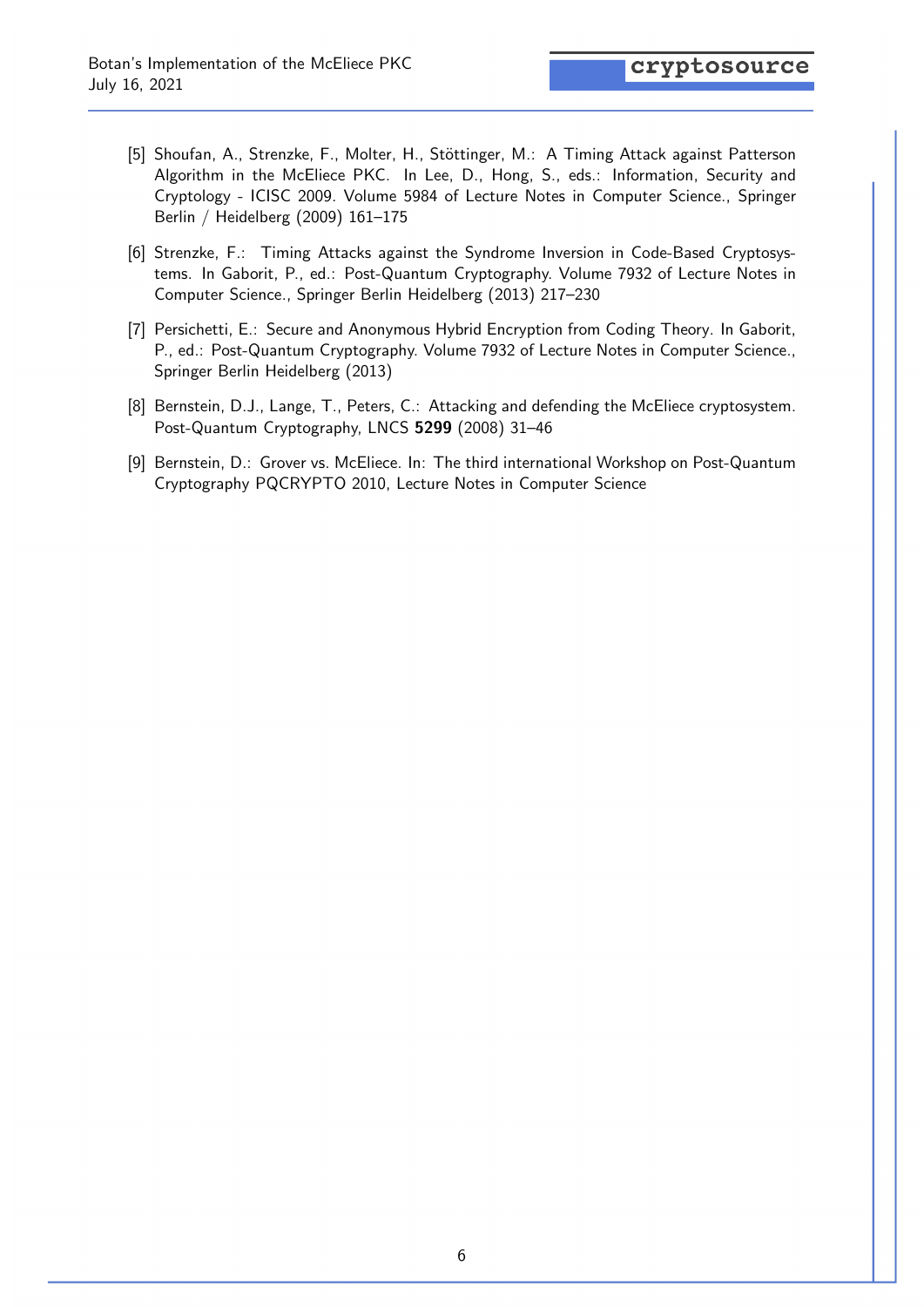[5] Shoufan, A., Strenzke, F., Molter, H., Stöttinger, M.: A Timing Attack against Patterson Algorithm in the McEliece PKC. In Lee, D., Hong, S., eds.: Information, Security and Cryptology - ICISC 2009. Volume 5984 of Lecture Notes in Computer Science., Springer Berlin / Heidelberg (2009) 161–175

[6] Strenzke, F.: Timing Attacks against the Syndrome Inversion in Code-Based Cryptosystems. In Gaborit, P., ed.: Post-Quantum Cryptography. Volume 7932 of Lecture Notes in Computer Science., Springer Berlin Heidelberg (2013) 217–230

[7] Persichetti, E.: Secure and Anonymous Hybrid Encryption from Coding Theory. In Gaborit, P., ed.: Post-Quantum Cryptography. Volume 7932 of Lecture Notes in Computer Science., Springer Berlin Heidelberg (2013)

[8] Bernstein, D.J., Lange, T., Peters, C.: Attacking and defending the McEliece cryptosystem. Post-Quantum Cryptography, LNCS **5299** (2008) 31–46

[9] Bernstein, D.: Grover vs. McEliece. In: The third international Workshop on Post-Quantum Cryptography PQCRYPTO 2010, Lecture Notes in Computer Science